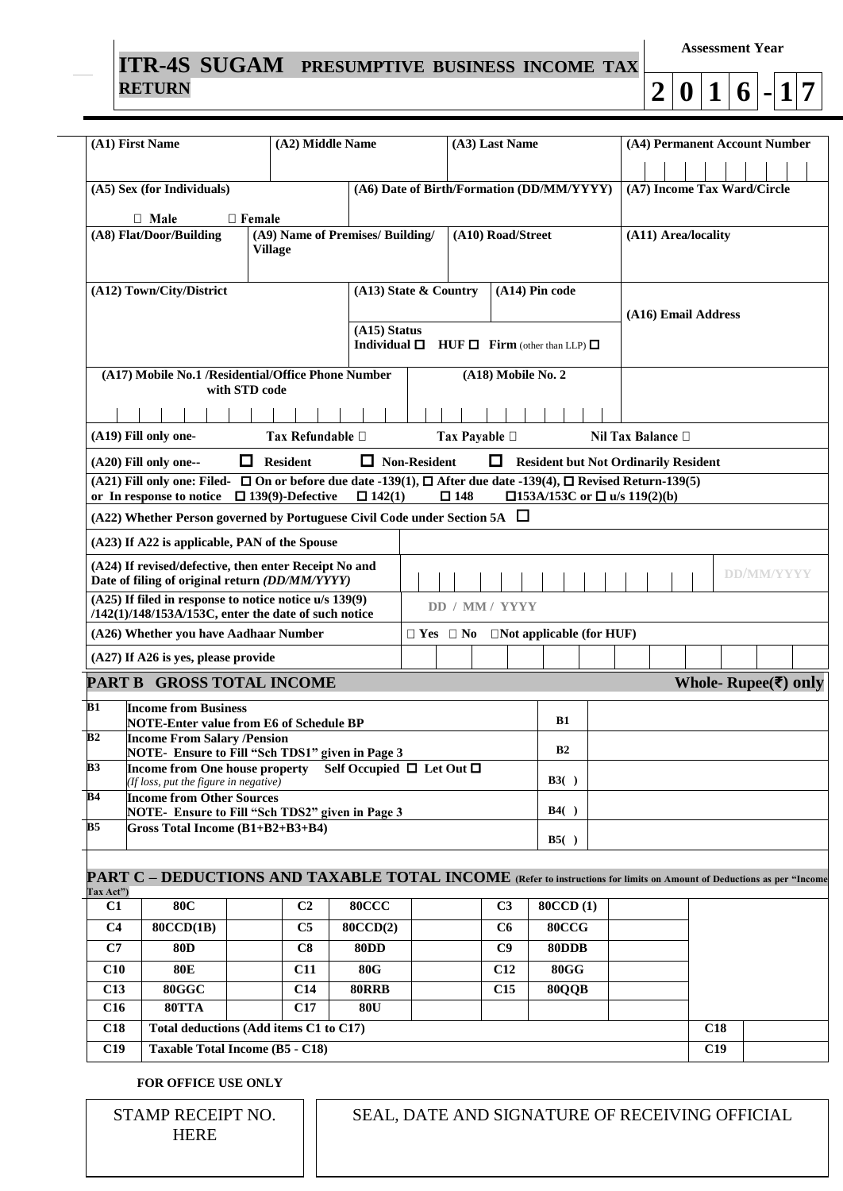# ITR-4S SUGAM PRESUMPTIVE BUSINESS INCOME TAX RETURN

**Assessment Year**

**2016-17**

| (A1) First Name | (A2) Middle Name | (A3) Last Name | (A4) Permanent Account Number |
|---|---|---|---|
| | | | |

| (A5) Sex (for Individuals) | (A6) Date of Birth/Formation (DD/MM/YYYY) | (A7) Income Tax Ward/Circle |
|---|---|---|
| ☐ Male ☐ Female | | |

| (A8) Flat/Door/Building | (A9) Name of Premises/ Building/ Village | (A10) Road/Street | (A11) Area/locality |
|---|---|---|---|
| | | | |

| (A12) Town/City/District | (A13) State & Country | (A14) Pin code | (A16) Email Address |
|---|---|---|---|
| | (A15) Status<br>Individual ☐ HUF ☐ Firm (other than LLP) ☐ | | |

| (A17) Mobile No.1 /Residential/Office Phone Number with STD code | (A18) Mobile No. 2 |
|---|---|
| | |

(A19) Fill only one- Tax Refundable ☐ Tax Payable ☐ Nil Tax Balance ☐

(A20) Fill only one-- ☐ Resident ☐ Non-Resident ☐ Resident but Not Ordinarily Resident

(A21) Fill only one: Filed- ☐ On or before due date -139(1), ☐ After due date -139(4), ☐ Revised Return-139(5) or In response to notice ☐ 139(9)-Defective ☐ 142(1) ☐ 148 ☐153A/153C or ☐ u/s 119(2)(b)

(A22) Whether Person governed by Portuguese Civil Code under Section 5A ☐

| | |
|---|---|
| (A23) If A22 is applicable, PAN of the Spouse | |
| (A24) If revised/defective, then enter Receipt No and Date of filing of original return *(DD/MM/YYYY)* | DD/MM/YYYY |
| (A25) If filed in response to notice notice u/s 139(9) /142(1)/148/153A/153C, enter the date of such notice | DD / MM / YYYY |
| (A26) Whether you have Aadhaar Number | ☐ Yes ☐ No ☐Not applicable (for HUF) |
| (A27) If A26 is yes, please provide | |

## PART B GROSS TOTAL INCOME

**Whole- Rupee(₹) only**

| | | | |
|---|---|---|---|
| B1 | **Income from Business**<br>NOTE-Enter value from E6 of Schedule BP | B1 | |
| B2 | **Income From Salary /Pension**<br>NOTE- Ensure to Fill "Sch TDS1" given in Page 3 | B2 | |
| B3 | **Income from One house property** Self Occupied ☐ Let Out ☐<br>*(If loss, put the figure in negative)* | B3( ) | |
| B4 | **Income from Other Sources**<br>NOTE- Ensure to Fill "Sch TDS2" given in Page 3 | B4( ) | |
| B5 | **Gross Total Income (B1+B2+B3+B4)** | B5( ) | |

## PART C – DEDUCTIONS AND TAXABLE TOTAL INCOME (Refer to instructions for limits on Amount of Deductions as per "Income Tax Act")

| | | | | | | | | | | |
|---|---|---|---|---|---|---|---|---|---|---|
| C1 | 80C | | C2 | 80CCC | | C3 | 80CCD (1) | | | |
| C4 | 80CCD(1B) | | C5 | 80CCD(2) | | C6 | 80CCG | | | |
| C7 | 80D | | C8 | 80DD | | C9 | 80DDB | | | |
| C10 | 80E | | C11 | 80G | | C12 | 80GG | | | |
| C13 | 80GGC | | C14 | 80RRB | | C15 | 80QQB | | | |
| C16 | 80TTA | | C17 | 80U | | | | | | |
| C18 | Total deductions (Add items C1 to C17) | | | | | | | | C18 | |
| C19 | Taxable Total Income (B5 - C18) | | | | | | | | C19 | |

**FOR OFFICE USE ONLY**

| STAMP RECEIPT NO. HERE | SEAL, DATE AND SIGNATURE OF RECEIVING OFFICIAL |
|---|---|
| | |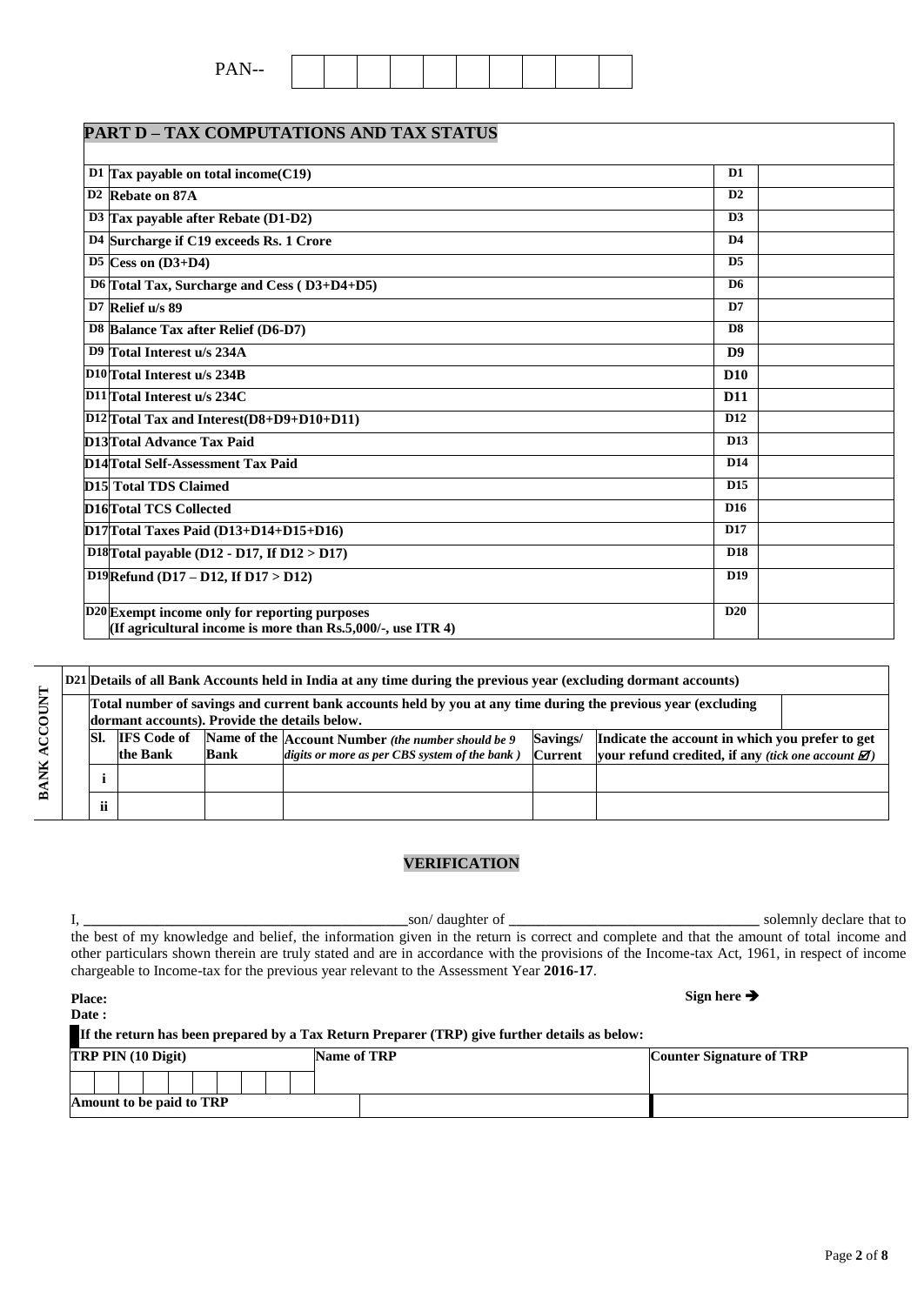PAN--

| | | | | | | | | | |
|---|---|---|---|---|---|---|---|---|---|
| | | | | | | | | | |

## PART D – TAX COMPUTATIONS AND TAX STATUS

| | | | |
|---|---|---|---|
| D1 | Tax payable on total income(C19) | D1 | |
| D2 | Rebate on 87A | D2 | |
| D3 | Tax payable after Rebate (D1-D2) | D3 | |
| D4 | Surcharge if C19 exceeds Rs. 1 Crore | D4 | |
| D5 | Cess on (D3+D4) | D5 | |
| D6 | Total Tax, Surcharge and Cess ( D3+D4+D5) | D6 | |
| D7 | Relief u/s 89 | D7 | |
| D8 | Balance Tax after Relief (D6-D7) | D8 | |
| D9 | Total Interest u/s 234A | D9 | |
| D10 | Total Interest u/s 234B | D10 | |
| D11 | Total Interest u/s 234C | D11 | |
| D12 | Total Tax and Interest(D8+D9+D10+D11) | D12 | |
| D13 | Total Advance Tax Paid | D13 | |
| D14 | Total Self-Assessment Tax Paid | D14 | |
| D15 | Total TDS Claimed | D15 | |
| D16 | Total TCS Collected | D16 | |
| D17 | Total Taxes Paid (D13+D14+D15+D16) | D17 | |
| D18 | Total payable (D12 - D17, If D12 > D17) | D18 | |
| D19 | Refund (D17 – D12, If D17 > D12) | D19 | |
| D20 | Exempt income only for reporting purposes (If agricultural income is more than Rs.5,000/-, use ITR 4) | D20 | |

**BANK ACCOUNT**

**D21 Details of all Bank Accounts held in India at any time during the previous year (excluding dormant accounts)**

Total number of savings and current bank accounts held by you at any time during the previous year (excluding dormant accounts). Provide the details below.

| Sl. | IFS Code of the Bank | Name of the Bank | Account Number *(the number should be 9 digits or more as per CBS system of the bank )* | Savings/ Current | Indicate the account in which you prefer to get your refund credited, if any *(tick one account ☑)* |
|---|---|---|---|---|---|
| i | | | | | |
| ii | | | | | |

## VERIFICATION

I, \_\_\_\_\_\_\_\_\_\_\_\_\_\_\_\_\_\_\_\_\_\_\_\_\_\_\_\_\_\_\_\_\_\_\_\_\_\_\_\_son/ daughter of \_\_\_\_\_\_\_\_\_\_\_\_\_\_\_\_\_\_\_\_\_\_\_\_\_\_\_\_\_\_\_\_ solemnly declare that to the best of my knowledge and belief, the information given in the return is correct and complete and that the amount of total income and other particulars shown therein are truly stated and are in accordance with the provisions of the Income-tax Act, 1961, in respect of income chargeable to Income-tax for the previous year relevant to the Assessment Year **2016-17**.

**Place:**

**Date :**

**Sign here ➔**

**If the return has been prepared by a Tax Return Preparer (TRP) give further details as below:**

| TRP PIN (10 Digit) | Name of TRP | Counter Signature of TRP |
|---|---|---|
| | | |
| Amount to be paid to TRP | | |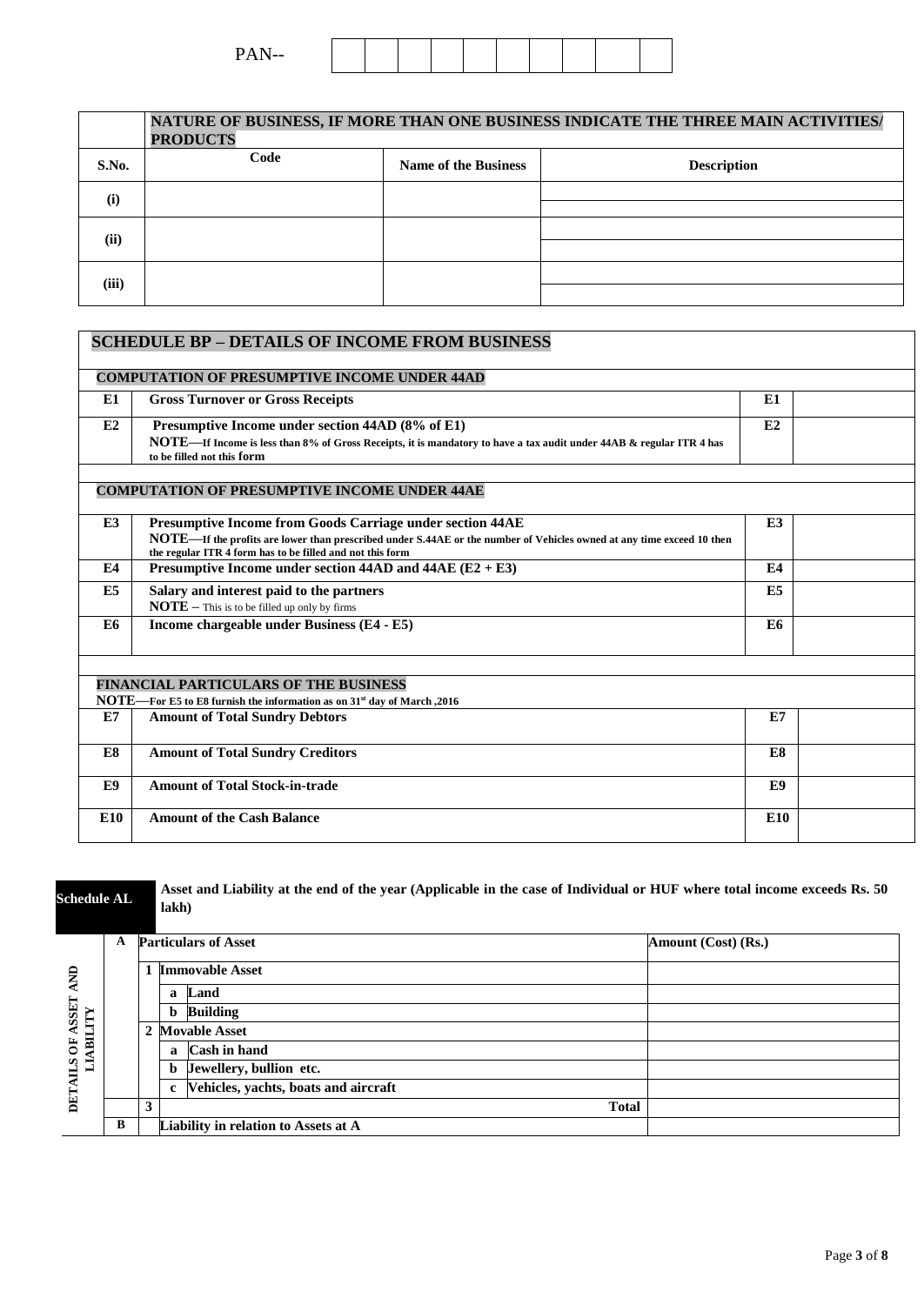PAN--

| | | | | | | | | | |
|---|---|---|---|---|---|---|---|---|---|
| | | | | | | | | | |

| | NATURE OF BUSINESS, IF MORE THAN ONE BUSINESS INDICATE THE THREE MAIN ACTIVITIES/ PRODUCTS | | |
|---|---|---|---|
| **S.No.** | **Code** | **Name of the Business** | **Description** |
| **(i)** | | | |
| **(ii)** | | | |
| **(iii)** | | | |

## SCHEDULE BP – DETAILS OF INCOME FROM BUSINESS

| | **COMPUTATION OF PRESUMPTIVE INCOME UNDER 44AD** | | |
|---|---|---|---|
| **E1** | **Gross Turnover or Gross Receipts** | **E1** | |
| **E2** | **Presumptive Income under section 44AD (8% of E1)** **NOTE—If Income is less than 8% of Gross Receipts, it is mandatory to have a tax audit under 44AB & regular ITR 4 has to be filled not this form** | **E2** | |
| | **COMPUTATION OF PRESUMPTIVE INCOME UNDER 44AE** | | |
| **E3** | **Presumptive Income from Goods Carriage under section 44AE** **NOTE—If the profits are lower than prescribed under S.44AE or the number of Vehicles owned at any time exceed 10 then the regular ITR 4 form has to be filled and not this form** | **E3** | |
| **E4** | **Presumptive Income under section 44AD and 44AE (E2 + E3)** | **E4** | |
| **E5** | **Salary and interest paid to the partners** **NOTE** – This is to be filled up only by firms | **E5** | |
| **E6** | **Income chargeable under Business (E4 - E5)** | **E6** | |
| | **FINANCIAL PARTICULARS OF THE BUSINESS** **NOTE—For E5 to E8 furnish the information as on 31st day of March ,2016** | | |
| **E7** | **Amount of Total Sundry Debtors** | **E7** | |
| **E8** | **Amount of Total Sundry Creditors** | **E8** | |
| **E9** | **Amount of Total Stock-in-trade** | **E9** | |
| **E10** | **Amount of the Cash Balance** | **E10** | |

**Schedule AL** — **Asset and Liability at the end of the year (Applicable in the case of Individual or HUF where total income exceeds Rs. 50 lakh)**

| DETAILS OF ASSET AND LIABILITY | | | | | |
|---|---|---|---|---|---|
| **A** | | | **Particulars of Asset** | | **Amount (Cost) (Rs.)** |
| | **1** | | **Immovable Asset** | | |
| | | **a** | **Land** | | |
| | | **b** | **Building** | | |
| | **2** | | **Movable Asset** | | |
| | | **a** | **Cash in hand** | | |
| | | **b** | **Jewellery, bullion etc.** | | |
| | | **c** | **Vehicles, yachts, boats and aircraft** | | |
| | **3** | | | **Total** | |
| **B** | | | **Liability in relation to Assets at A** | | |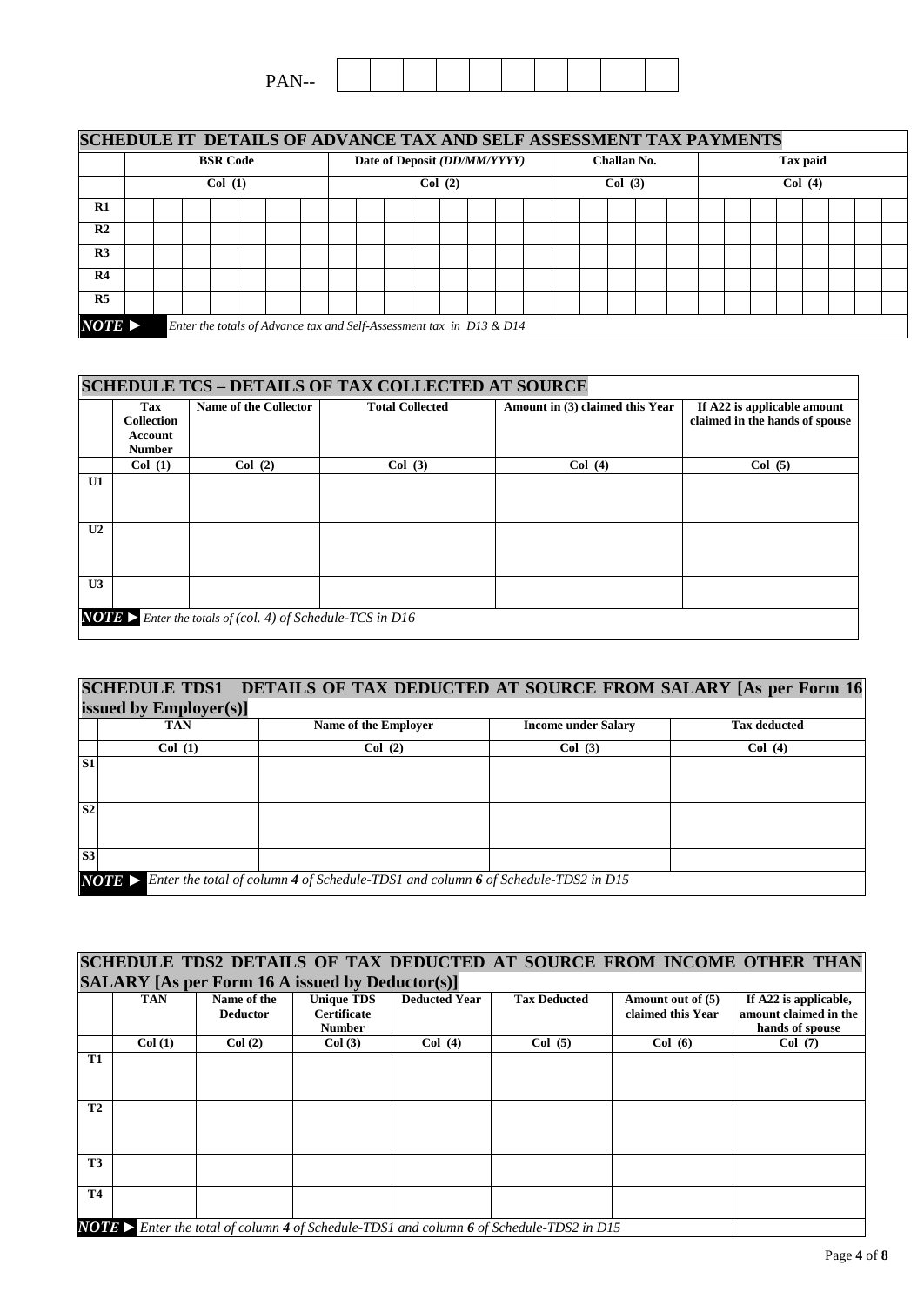PAN--

## SCHEDULE IT DETAILS OF ADVANCE TAX AND SELF ASSESSMENT TAX PAYMENTS

| | BSR Code | Date of Deposit *(DD/MM/YYYY)* | Challan No. | Tax paid |
|---|---|---|---|---|
| | Col (1) | Col (2) | Col (3) | Col (4) |
| R1 | | | | |
| R2 | | | | |
| R3 | | | | |
| R4 | | | | |
| R5 | | | | |

***NOTE ►*** *Enter the totals of Advance tax and Self-Assessment tax in D13 & D14*

## SCHEDULE TCS – DETAILS OF TAX COLLECTED AT SOURCE

| | Tax Collection Account Number | Name of the Collector | Total Collected | Amount in (3) claimed this Year | If A22 is applicable amount claimed in the hands of spouse |
|---|---|---|---|---|---|
| | Col (1) | Col (2) | Col (3) | Col (4) | Col (5) |
| U1 | | | | | |
| U2 | | | | | |
| U3 | | | | | |

***NOTE ►*** *Enter the totals of (col. 4) of Schedule-TCS in D16*

## SCHEDULE TDS1 DETAILS OF TAX DEDUCTED AT SOURCE FROM SALARY [As per Form 16 issued by Employer(s)]

| | TAN | Name of the Employer | Income under Salary | Tax deducted |
|---|---|---|---|---|
| | Col (1) | Col (2) | Col (3) | Col (4) |
| S1 | | | | |
| S2 | | | | |
| S3 | | | | |

***NOTE ►*** *Enter the total of column **4** of Schedule-TDS1 and column **6** of Schedule-TDS2 in D15*

## SCHEDULE TDS2 DETAILS OF TAX DEDUCTED AT SOURCE FROM INCOME OTHER THAN SALARY [As per Form 16 A issued by Deductor(s)]

| | TAN | Name of the Deductor | Unique TDS Certificate Number | Deducted Year | Tax Deducted | Amount out of (5) claimed this Year | If A22 is applicable, amount claimed in the hands of spouse |
|---|---|---|---|---|---|---|---|
| | Col (1) | Col (2) | Col (3) | Col (4) | Col (5) | Col (6) | Col (7) |
| T1 | | | | | | | |
| T2 | | | | | | | |
| T3 | | | | | | | |
| T4 | | | | | | | |

***NOTE ►*** *Enter the total of column **4** of Schedule-TDS1 and column **6** of Schedule-TDS2 in D15*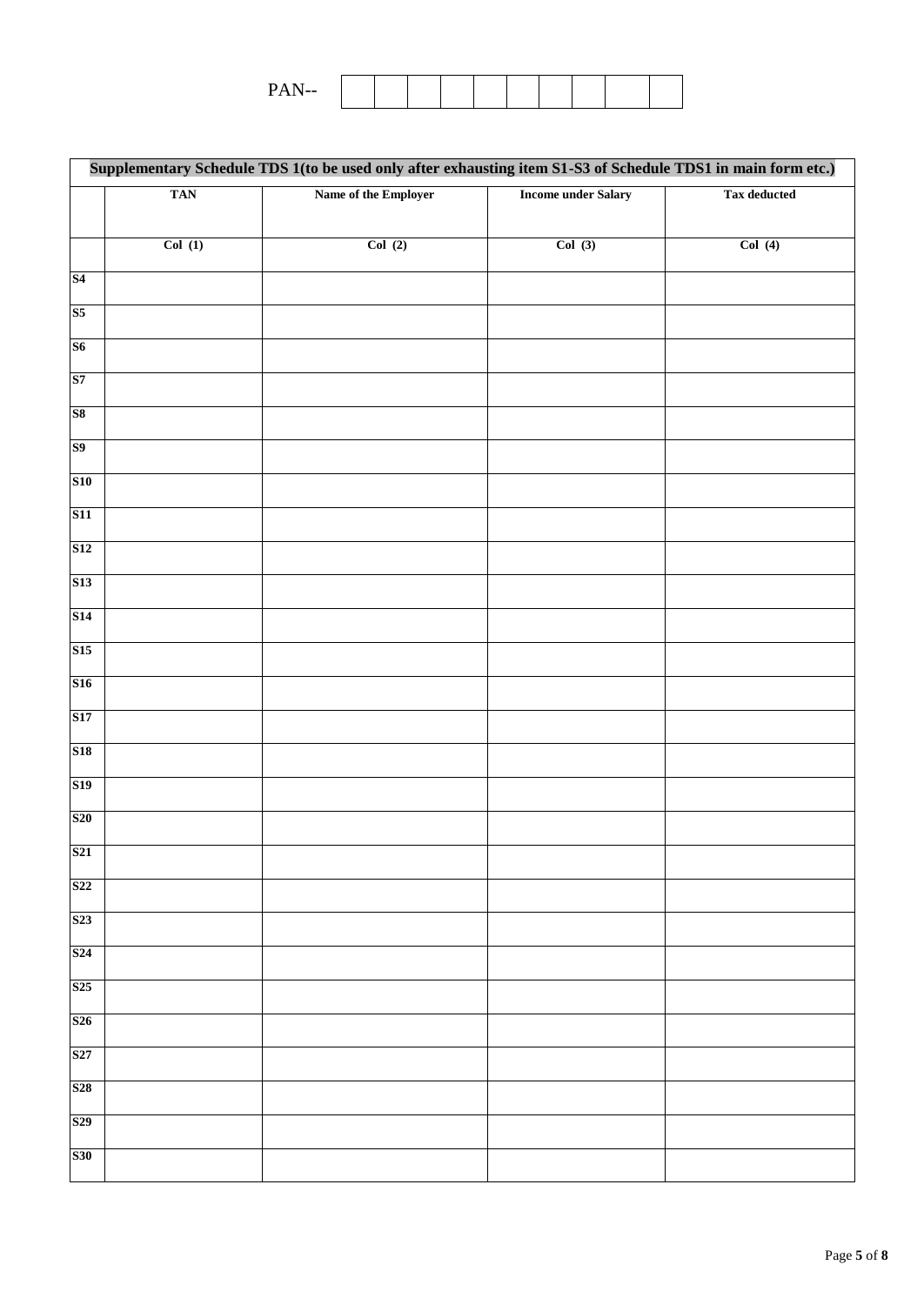PAN-- | | | | | | | | | | |

| Supplementary Schedule TDS 1(to be used only after exhausting item S1-S3 of Schedule TDS1 in main form etc.) | | | | |
|---|---|---|---|---|
| | TAN | Name of the Employer | Income under Salary | Tax deducted |
| | Col (1) | Col (2) | Col (3) | Col (4) |
| S4 | | | | |
| S5 | | | | |
| S6 | | | | |
| S7 | | | | |
| S8 | | | | |
| S9 | | | | |
| S10 | | | | |
| S11 | | | | |
| S12 | | | | |
| S13 | | | | |
| S14 | | | | |
| S15 | | | | |
| S16 | | | | |
| S17 | | | | |
| S18 | | | | |
| S19 | | | | |
| S20 | | | | |
| S21 | | | | |
| S22 | | | | |
| S23 | | | | |
| S24 | | | | |
| S25 | | | | |
| S26 | | | | |
| S27 | | | | |
| S28 | | | | |
| S29 | | | | |
| S30 | | | | |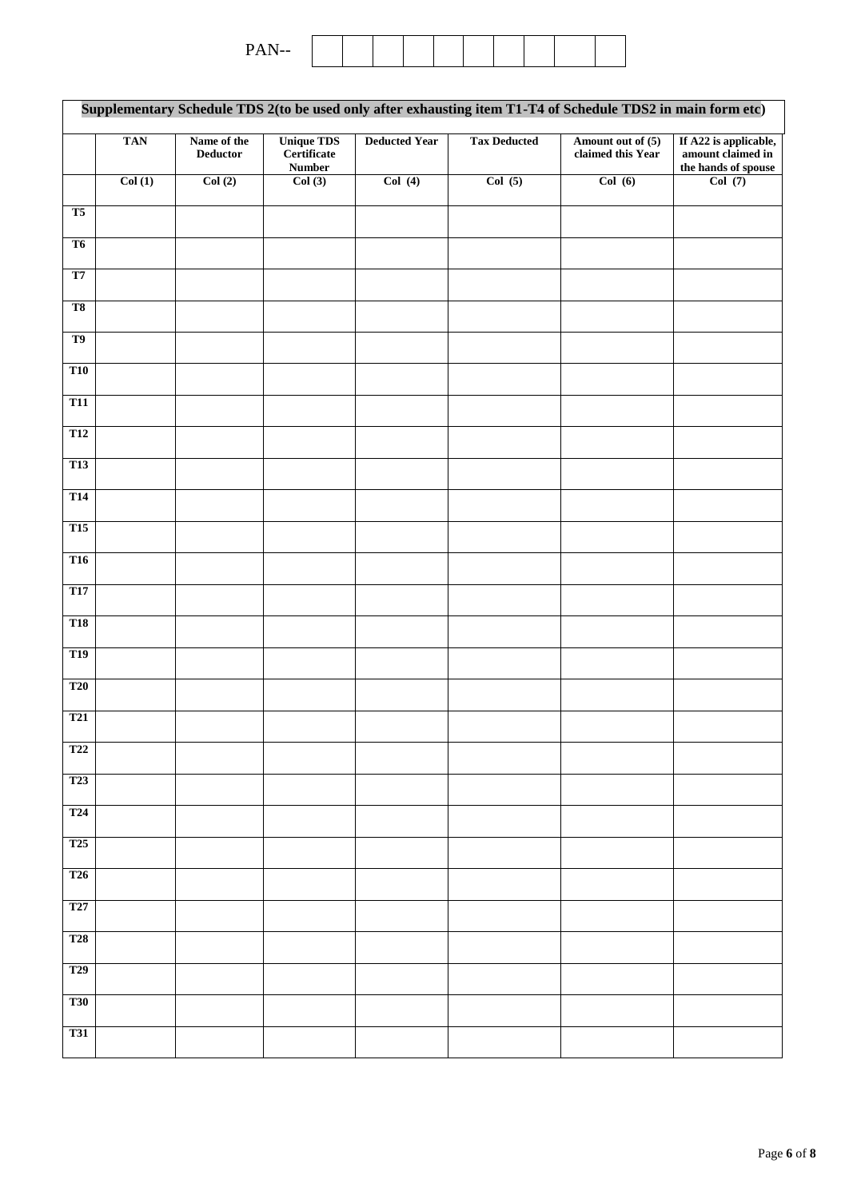PAN-- | | | | | | | | | | |

| Supplementary Schedule TDS 2(to be used only after exhausting item T1-T4 of Schedule TDS2 in main form etc) | | | | | | | |
|---|---|---|---|---|---|---|---|
| | **TAN** | **Name of the Deductor** | **Unique TDS Certificate Number** | **Deducted Year** | **Tax Deducted** | **Amount out of (5) claimed this Year** | **If A22 is applicable, amount claimed in the hands of spouse** |
| | **Col (1)** | **Col (2)** | **Col (3)** | **Col (4)** | **Col (5)** | **Col (6)** | **Col (7)** |
| **T5** | | | | | | | |
| **T6** | | | | | | | |
| **T7** | | | | | | | |
| **T8** | | | | | | | |
| **T9** | | | | | | | |
| **T10** | | | | | | | |
| **T11** | | | | | | | |
| **T12** | | | | | | | |
| **T13** | | | | | | | |
| **T14** | | | | | | | |
| **T15** | | | | | | | |
| **T16** | | | | | | | |
| **T17** | | | | | | | |
| **T18** | | | | | | | |
| **T19** | | | | | | | |
| **T20** | | | | | | | |
| **T21** | | | | | | | |
| **T22** | | | | | | | |
| **T23** | | | | | | | |
| **T24** | | | | | | | |
| **T25** | | | | | | | |
| **T26** | | | | | | | |
| **T27** | | | | | | | |
| **T28** | | | | | | | |
| **T29** | | | | | | | |
| **T30** | | | | | | | |
| **T31** | | | | | | | |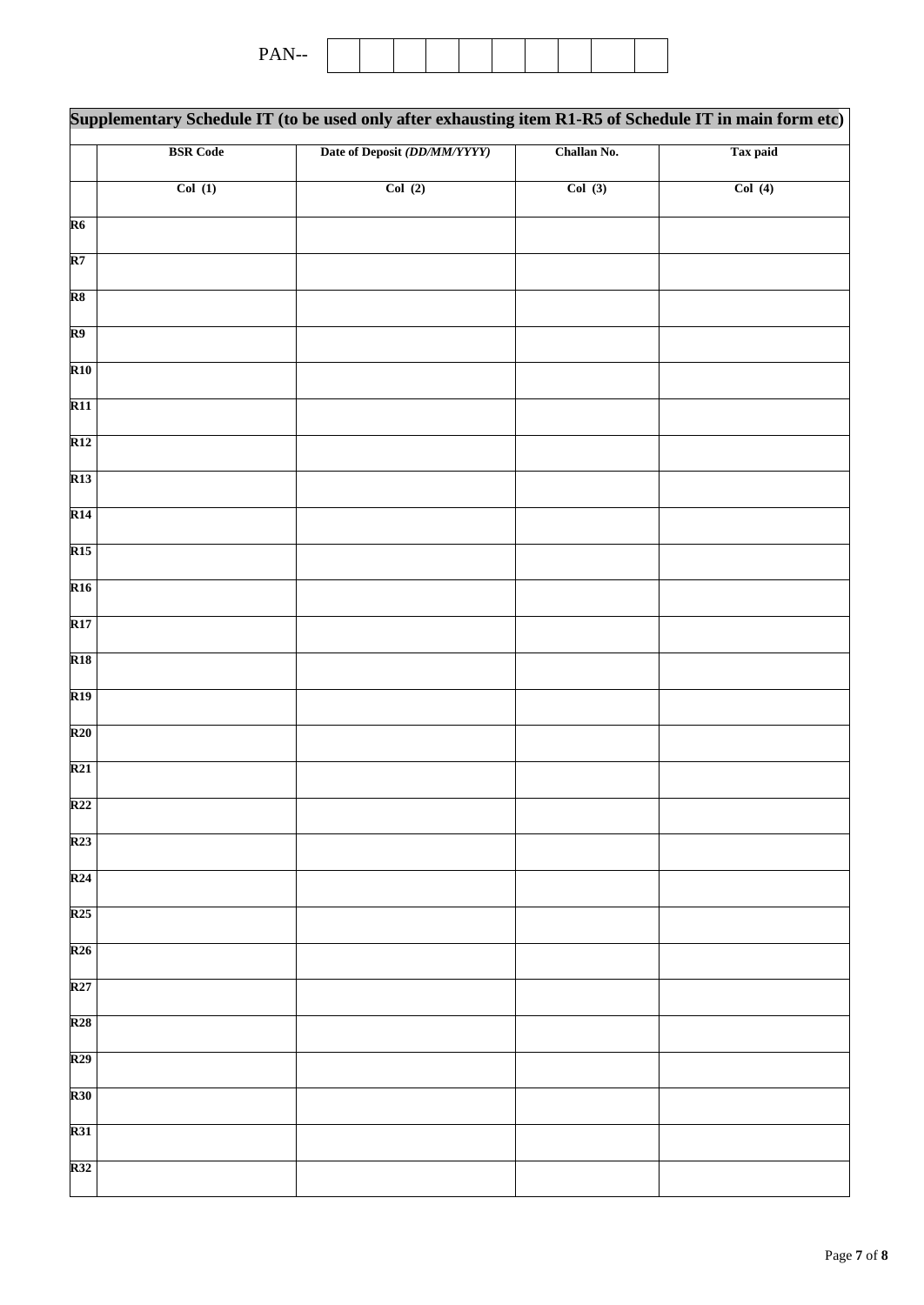PAN--

| | | | | | | | | | |
|---|---|---|---|---|---|---|---|---|---|
| | | | | | | | | | |

**Supplementary Schedule IT (to be used only after exhausting item R1-R5 of Schedule IT in main form etc)**

| | BSR Code | Date of Deposit *(DD/MM/YYYY)* | Challan No. | Tax paid |
|---|---|---|---|---|
| | Col (1) | Col (2) | Col (3) | Col (4) |
| R6 | | | | |
| R7 | | | | |
| R8 | | | | |
| R9 | | | | |
| R10 | | | | |
| R11 | | | | |
| R12 | | | | |
| R13 | | | | |
| R14 | | | | |
| R15 | | | | |
| R16 | | | | |
| R17 | | | | |
| R18 | | | | |
| R19 | | | | |
| R20 | | | | |
| R21 | | | | |
| R22 | | | | |
| R23 | | | | |
| R24 | | | | |
| R25 | | | | |
| R26 | | | | |
| R27 | | | | |
| R28 | | | | |
| R29 | | | | |
| R30 | | | | |
| R31 | | | | |
| R32 | | | | |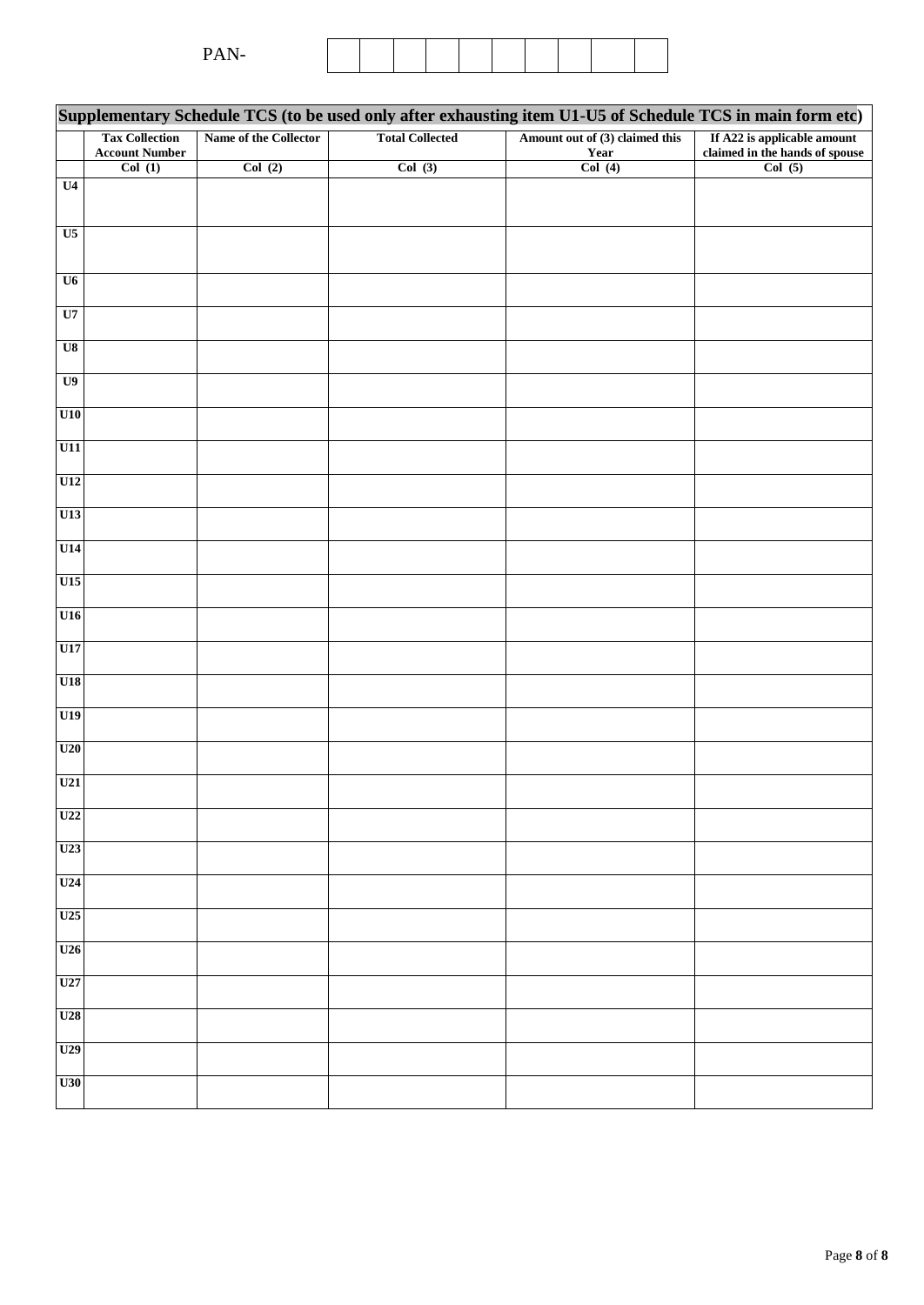PAN-

| | | | | | | | | | |
|---|---|---|---|---|---|---|---|---|---|
| | | | | | | | | | |

## Supplementary Schedule TCS (to be used only after exhausting item U1-U5 of Schedule TCS in main form etc)

| | Tax Collection Account Number | Name of the Collector | Total Collected | Amount out of (3) claimed this Year | If A22 is applicable amount claimed in the hands of spouse |
|---|---|---|---|---|---|
| | Col (1) | Col (2) | Col (3) | Col (4) | Col (5) |
| U4 | | | | | |
| U5 | | | | | |
| U6 | | | | | |
| U7 | | | | | |
| U8 | | | | | |
| U9 | | | | | |
| U10 | | | | | |
| U11 | | | | | |
| U12 | | | | | |
| U13 | | | | | |
| U14 | | | | | |
| U15 | | | | | |
| U16 | | | | | |
| U17 | | | | | |
| U18 | | | | | |
| U19 | | | | | |
| U20 | | | | | |
| U21 | | | | | |
| U22 | | | | | |
| U23 | | | | | |
| U24 | | | | | |
| U25 | | | | | |
| U26 | | | | | |
| U27 | | | | | |
| U28 | | | | | |
| U29 | | | | | |
| U30 | | | | | |